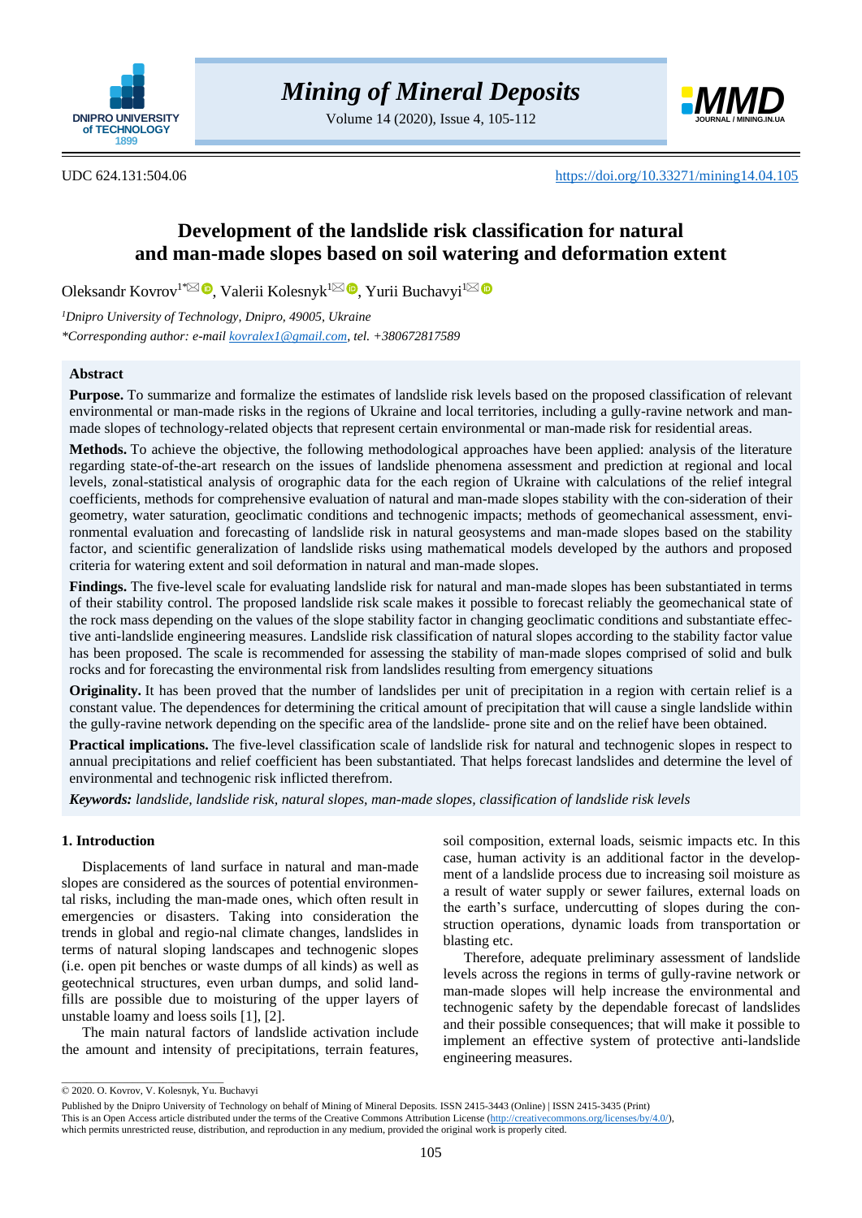UDC 624.131:504.06 https://doi.org/10.33271/mining14.04.105

# Development of the landslide risk classification for natural and man-made slopes based on soil watering and deformation extent

Oleksandr Kovrov[1*], Valerii Kolesnyk[1], Yurii Buchavyi[1]

*[1]Dnipro University of Technology, Dnipro, 49005, Ukraine*

*\*Corresponding author: e-mail kovralex1@gmail.com, tel. +380672817589*

## Abstract

**Purpose.** To summarize and formalize the estimates of landslide risk levels based on the proposed classification of relevant environmental or man-made risks in the regions of Ukraine and local territories, including a gully-ravine network and man-made slopes of technology-related objects that represent certain environmental or man-made risk for residential areas.

**Methods.** To achieve the objective, the following methodological approaches have been applied: analysis of the literature regarding state-of-the-art research on the issues of landslide phenomena assessment and prediction at regional and local levels, zonal-statistical analysis of orographic data for the each region of Ukraine with calculations of the relief integral coefficients, methods for comprehensive evaluation of natural and man-made slopes stability with the con-sideration of their geometry, water saturation, geoclimatic conditions and technogenic impacts; methods of geomechanical assessment, environmental evaluation and forecasting of landslide risk in natural geosystems and man-made slopes based on the stability factor, and scientific generalization of landslide risks using mathematical models developed by the authors and proposed criteria for watering extent and soil deformation in natural and man-made slopes.

**Findings.** The five-level scale for evaluating landslide risk for natural and man-made slopes has been substantiated in terms of their stability control. The proposed landslide risk scale makes it possible to forecast reliably the geomechanical state of the rock mass depending on the values of the slope stability factor in changing geoclimatic conditions and substantiate effective anti-landslide engineering measures. Landslide risk classification of natural slopes according to the stability factor value has been proposed. The scale is recommended for assessing the stability of man-made slopes comprised of solid and bulk rocks and for forecasting the environmental risk from landslides resulting from emergency situations

**Originality.** It has been proved that the number of landslides per unit of precipitation in a region with certain relief is a constant value. The dependences for determining the critical amount of precipitation that will cause a single landslide within the gully-ravine network depending on the specific area of the landslide- prone site and on the relief have been obtained.

**Practical implications.** The five-level classification scale of landslide risk for natural and technogenic slopes in respect to annual precipitations and relief coefficient has been substantiated. That helps forecast landslides and determine the level of environmental and technogenic risk inflicted therefrom.

***Keywords:*** *landslide, landslide risk, natural slopes, man-made slopes, classification of landslide risk levels*

## 1. Introduction

Displacements of land surface in natural and man-made slopes are considered as the sources of potential environmental risks, including the man-made ones, which often result in emergencies or disasters. Taking into consideration the trends in global and regio-nal climate changes, landslides in terms of natural sloping landscapes and technogenic slopes (i.e. open pit benches or waste dumps of all kinds) as well as geotechnical structures, even urban dumps, and solid landfills are possible due to moisturing of the upper layers of unstable loamy and loess soils [1], [2].

The main natural factors of landslide activation include the amount and intensity of precipitations, terrain features, soil composition, external loads, seismic impacts etc. In this case, human activity is an additional factor in the development of a landslide process due to increasing soil moisture as a result of water supply or sewer failures, external loads on the earth's surface, undercutting of slopes during the construction operations, dynamic loads from transportation or blasting etc.

Therefore, adequate preliminary assessment of landslide levels across the regions in terms of gully-ravine network or man-made slopes will help increase the environmental and technogenic safety by the dependable forecast of landslides and their possible consequences; that will make it possible to implement an effective system of protective anti-landslide engineering measures.

© 2020. O. Kovrov, V. Kolesnyk, Yu. Buchavyi

Published by the Dnipro University of Technology on behalf of Mining of Mineral Deposits. ISSN 2415-3443 (Online) | ISSN 2415-3435 (Print)
This is an Open Access article distributed under the terms of the Creative Commons Attribution License (http://creativecommons.org/licenses/by/4.0/), which permits unrestricted reuse, distribution, and reproduction in any medium, provided the original work is properly cited.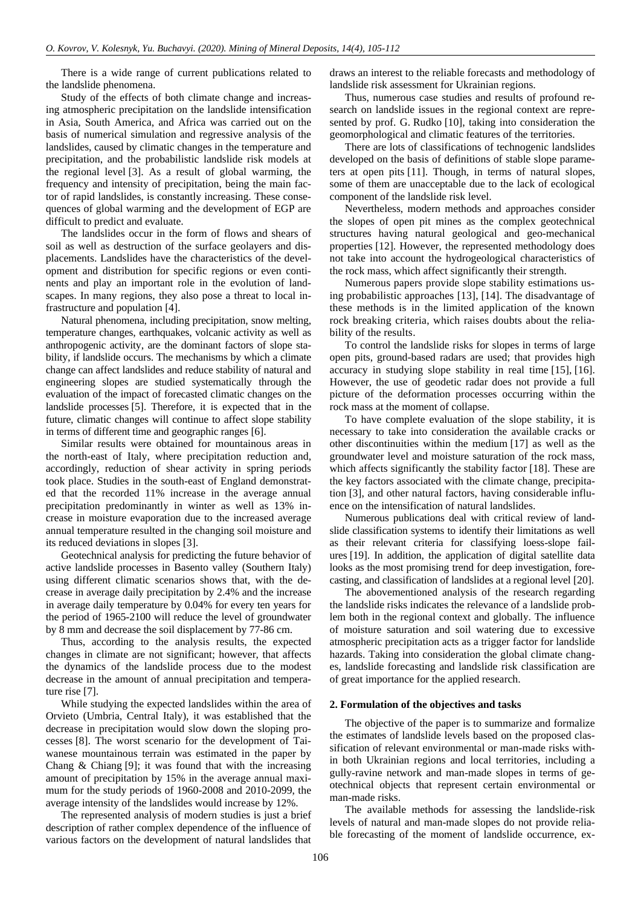There is a wide range of current publications related to the landslide phenomena.

Study of the effects of both climate change and increasing atmospheric precipitation on the landslide intensification in Asia, South America, and Africa was carried out on the basis of numerical simulation and regressive analysis of the landslides, caused by climatic changes in the temperature and precipitation, and the probabilistic landslide risk models at the regional level [3]. As a result of global warming, the frequency and intensity of precipitation, being the main factor of rapid landslides, is constantly increasing. These consequences of global warming and the development of EGP are difficult to predict and evaluate.

The landslides occur in the form of flows and shears of soil as well as destruction of the surface geolayers and displacements. Landslides have the characteristics of the development and distribution for specific regions or even continents and play an important role in the evolution of landscapes. In many regions, they also pose a threat to local infrastructure and population [4].

Natural phenomena, including precipitation, snow melting, temperature changes, earthquakes, volcanic activity as well as anthropogenic activity, are the dominant factors of slope stability, if landslide occurs. The mechanisms by which a climate change can affect landslides and reduce stability of natural and engineering slopes are studied systematically through the evaluation of the impact of forecasted climatic changes on the landslide processes [5]. Therefore, it is expected that in the future, climatic changes will continue to affect slope stability in terms of different time and geographic ranges [6].

Similar results were obtained for mountainous areas in the north-east of Italy, where precipitation reduction and, accordingly, reduction of shear activity in spring periods took place. Studies in the south-east of England demonstrated that the recorded 11% increase in the average annual precipitation predominantly in winter as well as 13% increase in moisture evaporation due to the increased average annual temperature resulted in the changing soil moisture and its reduced deviations in slopes [3].

Geotechnical analysis for predicting the future behavior of active landslide processes in Basento valley (Southern Italy) using different climatic scenarios shows that, with the decrease in average daily precipitation by 2.4% and the increase in average daily temperature by 0.04% for every ten years for the period of 1965-2100 will reduce the level of groundwater by 8 mm and decrease the soil displacement by 77-86 cm.

Thus, according to the analysis results, the expected changes in climate are not significant; however, that affects the dynamics of the landslide process due to the modest decrease in the amount of annual precipitation and temperature rise [7].

While studying the expected landslides within the area of Orvieto (Umbria, Central Italy), it was established that the decrease in precipitation would slow down the sloping processes [8]. The worst scenario for the development of Taiwanese mountainous terrain was estimated in the paper by Chang & Chiang [9]; it was found that with the increasing amount of precipitation by 15% in the average annual maximum for the study periods of 1960-2008 and 2010-2099, the average intensity of the landslides would increase by 12%.

The represented analysis of modern studies is just a brief description of rather complex dependence of the influence of various factors on the development of natural landslides that draws an interest to the reliable forecasts and methodology of landslide risk assessment for Ukrainian regions.

Thus, numerous case studies and results of profound research on landslide issues in the regional context are represented by prof. G. Rudko [10], taking into consideration the geomorphological and climatic features of the territories.

There are lots of classifications of technogenic landslides developed on the basis of definitions of stable slope parameters at open pits [11]. Though, in terms of natural slopes, some of them are unacceptable due to the lack of ecological component of the landslide risk level.

Nevertheless, modern methods and approaches consider the slopes of open pit mines as the complex geotechnical structures having natural geological and geo-mechanical properties [12]. However, the represented methodology does not take into account the hydrogeological characteristics of the rock mass, which affect significantly their strength.

Numerous papers provide slope stability estimations using probabilistic approaches [13], [14]. The disadvantage of these methods is in the limited application of the known rock breaking criteria, which raises doubts about the reliability of the results.

To control the landslide risks for slopes in terms of large open pits, ground-based radars are used; that provides high accuracy in studying slope stability in real time [15], [16]. However, the use of geodetic radar does not provide a full picture of the deformation processes occurring within the rock mass at the moment of collapse.

To have complete evaluation of the slope stability, it is necessary to take into consideration the available cracks or other discontinuities within the medium [17] as well as the groundwater level and moisture saturation of the rock mass, which affects significantly the stability factor [18]. These are the key factors associated with the climate change, precipitation [3], and other natural factors, having considerable influence on the intensification of natural landslides.

Numerous publications deal with critical review of landslide classification systems to identify their limitations as well as their relevant criteria for classifying loess-slope failures [19]. In addition, the application of digital satellite data looks as the most promising trend for deep investigation, forecasting, and classification of landslides at a regional level [20].

The abovementioned analysis of the research regarding the landslide risks indicates the relevance of a landslide problem both in the regional context and globally. The influence of moisture saturation and soil watering due to excessive atmospheric precipitation acts as a trigger factor for landslide hazards. Taking into consideration the global climate changes, landslide forecasting and landslide risk classification are of great importance for the applied research.

## 2. Formulation of the objectives and tasks

The objective of the paper is to summarize and formalize the estimates of landslide levels based on the proposed classification of relevant environmental or man-made risks within both Ukrainian regions and local territories, including a gully-ravine network and man-made slopes in terms of geotechnical objects that represent certain environmental or man-made risks.

The available methods for assessing the landslide-risk levels of natural and man-made slopes do not provide reliable forecasting of the moment of landslide occurrence, ex-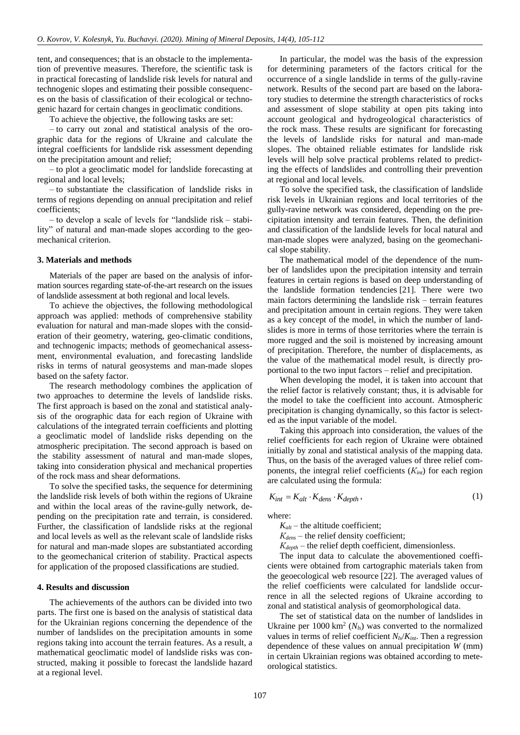tent, and consequences; that is an obstacle to the implementation of preventive measures. Therefore, the scientific task is in practical forecasting of landslide risk levels for natural and technogenic slopes and estimating their possible consequences on the basis of classification of their ecological or technogenic hazard for certain changes in geoclimatic conditions.

To achieve the objective, the following tasks are set:

– to carry out zonal and statistical analysis of the orographic data for the regions of Ukraine and calculate the integral coefficients for landslide risk assessment depending on the precipitation amount and relief;

– to plot a geoclimatic model for landslide forecasting at regional and local levels;

– to substantiate the classification of landslide risks in terms of regions depending on annual precipitation and relief coefficients;

– to develop a scale of levels for "landslide risk – stability" of natural and man-made slopes according to the geomechanical criterion.

## 3. Materials and methods

Materials of the paper are based on the analysis of information sources regarding state-of-the-art research on the issues of landslide assessment at both regional and local levels.

To achieve the objectives, the following methodological approach was applied: methods of comprehensive stability evaluation for natural and man-made slopes with the consideration of their geometry, watering, geo-climatic conditions, and technogenic impacts; methods of geomechanical assessment, environmental evaluation, and forecasting landslide risks in terms of natural geosystems and man-made slopes based on the safety factor.

The research methodology combines the application of two approaches to determine the levels of landslide risks. The first approach is based on the zonal and statistical analysis of the orographic data for each region of Ukraine with calculations of the integrated terrain coefficients and plotting a geoclimatic model of landslide risks depending on the atmospheric precipitation. The second approach is based on the stability assessment of natural and man-made slopes, taking into consideration physical and mechanical properties of the rock mass and shear deformations.

To solve the specified tasks, the sequence for determining the landslide risk levels of both within the regions of Ukraine and within the local areas of the ravine-gully network, depending on the precipitation rate and terrain, is considered. Further, the classification of landslide risks at the regional and local levels as well as the relevant scale of landslide risks for natural and man-made slopes are substantiated according to the geomechanical criterion of stability. Practical aspects for application of the proposed classifications are studied.

## 4. Results and discussion

The achievements of the authors can be divided into two parts. The first one is based on the analysis of statistical data for the Ukrainian regions concerning the dependence of the number of landslides on the precipitation amounts in some regions taking into account the terrain features. As a result, a mathematical geoclimatic model of landslide risks was constructed, making it possible to forecast the landslide hazard at a regional level.

In particular, the model was the basis of the expression for determining parameters of the factors critical for the occurrence of a single landslide in terms of the gully-ravine network. Results of the second part are based on the laboratory studies to determine the strength characteristics of rocks and assessment of slope stability at open pits taking into account geological and hydrogeological characteristics of the rock mass. These results are significant for forecasting the levels of landslide risks for natural and man-made slopes. The obtained reliable estimates for landslide risk levels will help solve practical problems related to predicting the effects of landslides and controlling their prevention at regional and local levels.

To solve the specified task, the classification of landslide risk levels in Ukrainian regions and local territories of the gully-ravine network was considered, depending on the precipitation intensity and terrain features. Then, the definition and classification of the landslide levels for local natural and man-made slopes were analyzed, basing on the geomechanical slope stability.

The mathematical model of the dependence of the number of landslides upon the precipitation intensity and terrain features in certain regions is based on deep understanding of the landslide formation tendencies [21]. There were two main factors determining the landslide risk – terrain features and precipitation amount in certain regions. They were taken as a key concept of the model, in which the number of landslides is more in terms of those territories where the terrain is more rugged and the soil is moistened by increasing amount of precipitation. Therefore, the number of displacements, as the value of the mathematical model result, is directly proportional to the two input factors – relief and precipitation.

When developing the model, it is taken into account that the relief factor is relatively constant; thus, it is advisable for the model to take the coefficient into account. Atmospheric precipitation is changing dynamically, so this factor is selected as the input variable of the model.

Taking this approach into consideration, the values of the relief coefficients for each region of Ukraine were obtained initially by zonal and statistical analysis of the mapping data. Thus, on the basis of the averaged values of three relief components, the integral relief coefficients ($K_{int}$) for each region are calculated using the formula:

$$K_{int} = K_{alt} \cdot K_{dens} \cdot K_{depth}, \tag{1}$$

where:

$K_{alt}$ – the altitude coefficient;

$K_{dens}$ – the relief density coefficient;

$K_{depth}$ – the relief depth coefficient, dimensionless.

The input data to calculate the abovementioned coefficients were obtained from cartographic materials taken from the geoecological web resource [22]. The averaged values of the relief coefficients were calculated for landslide occurrence in all the selected regions of Ukraine according to zonal and statistical analysis of geomorphological data.

The set of statistical data on the number of landslides in Ukraine per 1000 km$^2$ ($N_{ls}$) was converted to the normalized values in terms of relief coefficient $N_{ls}/K_{int}$. Then a regression dependence of these values on annual precipitation $W$ (mm) in certain Ukrainian regions was obtained according to meteorological statistics.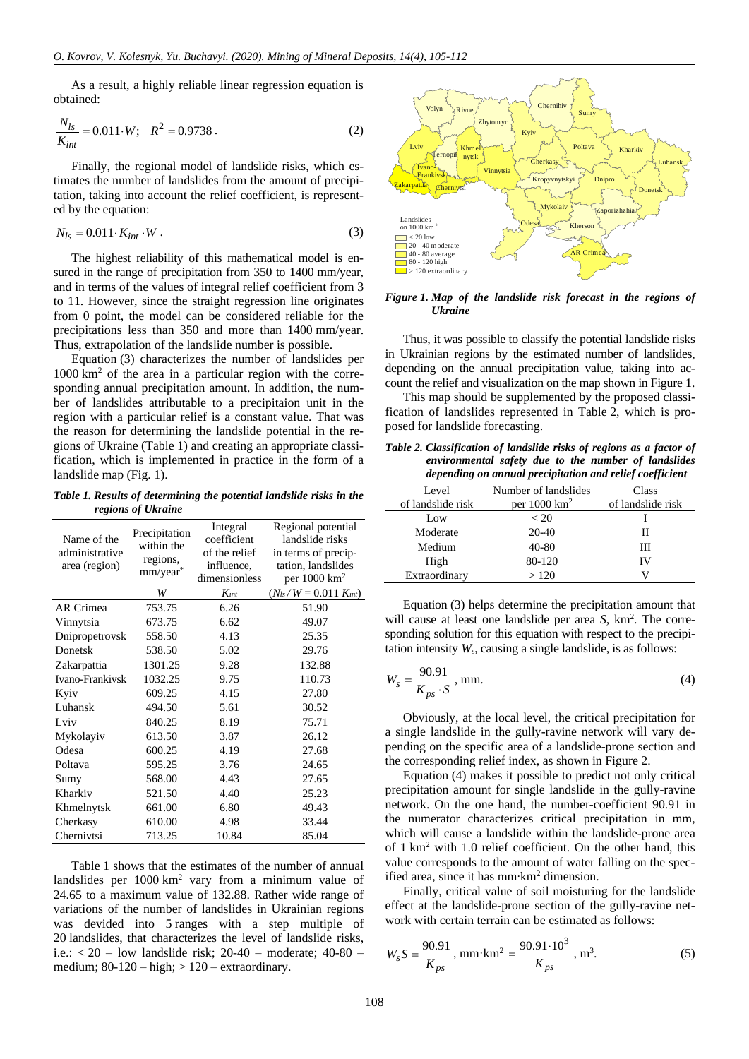As a result, a highly reliable linear regression equation is obtained:

$$\frac{N_{ls}}{K_{int}} = 0.011 \cdot W; \quad R^2 = 0.9738 . \tag{2}$$

Finally, the regional model of landslide risks, which estimates the number of landslides from the amount of precipitation, taking into account the relief coefficient, is represented by the equation:

$$N_{ls} = 0.011 \cdot K_{int} \cdot W . \tag{3}$$

The highest reliability of this mathematical model is ensured in the range of precipitation from 350 to 1400 mm/year, and in terms of the values of integral relief coefficient from 3 to 11. However, since the straight regression line originates from 0 point, the model can be considered reliable for the precipitations less than 350 and more than 1400 mm/year. Thus, extrapolation of the landslide number is possible.

Equation (3) characterizes the number of landslides per 1000 km$^2$ of the area in a particular region with the corresponding annual precipitation amount. In addition, the number of landslides attributable to a precipitaion unit in the region with a particular relief is a constant value. That was the reason for determining the landslide potential in the regions of Ukraine (Table 1) and creating an appropriate classification, which is implemented in practice in the form of a landslide map (Fig. 1).

*Table 1. Results of determining the potential landslide risks in the regions of Ukraine*

| Name of the administrative area (region) | Precipitation within the regions, mm/year* | Integral coefficient of the relief influence, dimensionless | Regional potential landslide risks in terms of precipitation, landslides per 1000 km$^2$ |
|---|---|---|---|
| | $W$ | $K_{int}$ | $(N_{ls} / W = 0.011\ K_{int})$ |
| AR Crimea | 753.75 | 6.26 | 51.90 |
| Vinnytsia | 673.75 | 6.62 | 49.07 |
| Dnipropetrovsk | 558.50 | 4.13 | 25.35 |
| Donetsk | 538.50 | 5.02 | 29.76 |
| Zakarpattia | 1301.25 | 9.28 | 132.88 |
| Ivano-Frankivsk | 1032.25 | 9.75 | 110.73 |
| Kyiv | 609.25 | 4.15 | 27.80 |
| Luhansk | 494.50 | 5.61 | 30.52 |
| Lviv | 840.25 | 8.19 | 75.71 |
| Mykolayiv | 613.50 | 3.87 | 26.12 |
| Odesa | 600.25 | 4.19 | 27.68 |
| Poltava | 595.25 | 3.76 | 24.65 |
| Sumy | 568.00 | 4.43 | 27.65 |
| Kharkiv | 521.50 | 4.40 | 25.23 |
| Khmelnytsk | 661.00 | 6.80 | 49.43 |
| Cherkasy | 610.00 | 4.98 | 33.44 |
| Chernivtsi | 713.25 | 10.84 | 85.04 |

Table 1 shows that the estimates of the number of annual landslides per 1000 km$^2$ vary from a minimum value of 24.65 to a maximum value of 132.88. Rather wide range of variations of the number of landslides in Ukrainian regions was devided into 5 ranges with a step multiple of 20 landslides, that characterizes the level of landslide risks, i.e.: < 20 – low landslide risk; 20-40 – moderate; 40-80 – medium; 80-120 – high; > 120 – extraordinary.

*Figure 1. Map of the landslide risk forecast in the regions of Ukraine*

Thus, it was possible to classify the potential landslide risks in Ukrainian regions by the estimated number of landslides, depending on the annual precipitation value, taking into account the relief and visualization on the map shown in Figure 1.

This map should be supplemented by the proposed classification of landslides represented in Table 2, which is proposed for landslide forecasting.

*Table 2. Classification of landslide risks of regions as a factor of environmental safety due to the number of landslides depending on annual precipitation and relief coefficient*

| Level of landslide risk | Number of landslides per 1000 km$^2$ | Class of landslide risk |
|---|---|---|
| Low | < 20 | I |
| Moderate | 20-40 | II |
| Medium | 40-80 | III |
| High | 80-120 | IV |
| Extraordinary | > 120 | V |

Equation (3) helps determine the precipitation amount that will cause at least one landslide per area $S$, km$^2$. The corresponding solution for this equation with respect to the precipitation intensity $W_s$, causing a single landslide, is as follows:

$$W_s = \frac{90.91}{K_{ps} \cdot S}, \text{ mm.} \tag{4}$$

Obviously, at the local level, the critical precipitation for a single landslide in the gully-ravine network will vary depending on the specific area of a landslide-prone section and the corresponding relief index, as shown in Figure 2.

Equation (4) makes it possible to predict not only critical precipitation amount for single landslide in the gully-ravine network. On the one hand, the number-coefficient 90.91 in the numerator characterizes critical precipitation in mm, which will cause a landslide within the landslide-prone area of 1 km$^2$ with 1.0 relief coefficient. On the other hand, this value corresponds to the amount of water falling on the specified area, since it has mm·km$^2$ dimension.

Finally, critical value of soil moisturing for the landslide effect at the landslide-prone section of the gully-ravine network with certain terrain can be estimated as follows:

$$W_s S = \frac{90.91}{K_{ps}}, \text{ mm} \cdot \text{km}^2 = \frac{90.91 \cdot 10^3}{K_{ps}}, \text{ m}^3. \tag{5}$$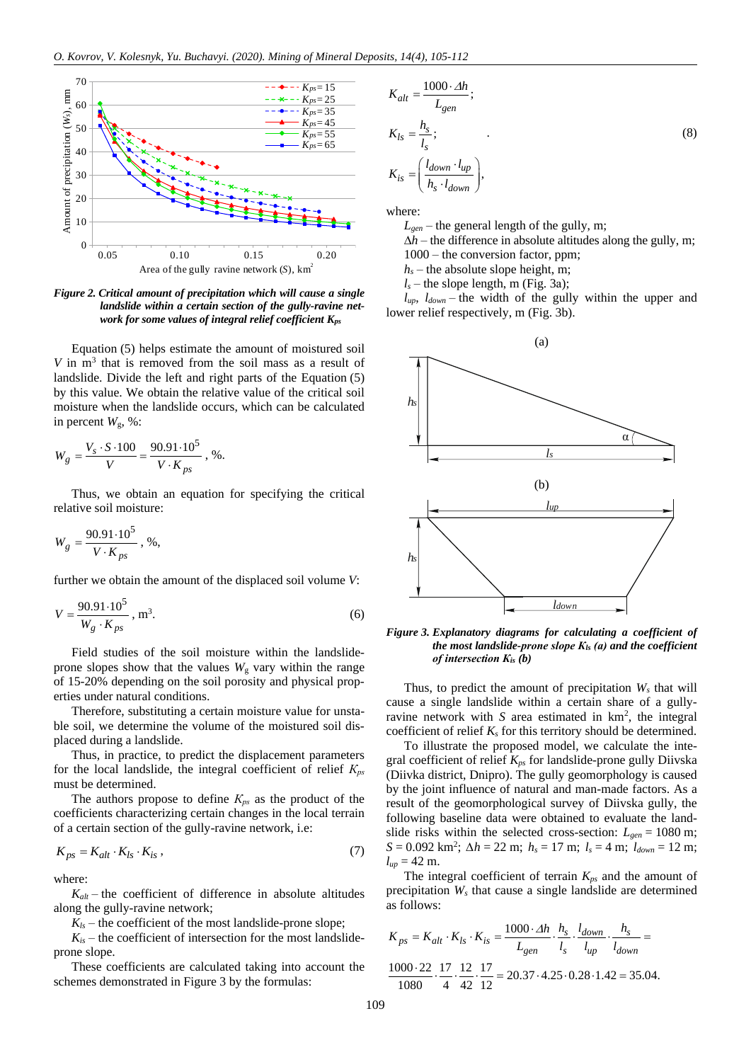*Figure 2. Critical amount of precipitation which will cause a single landslide within a certain section of the gully-ravine network for some values of integral relief coefficient $K_{ps}$*

Equation (5) helps estimate the amount of moistured soil $V$ in m$^3$ that is removed from the soil mass as a result of landslide. Divide the left and right parts of the Equation (5) by this value. We obtain the relative value of the critical soil moisture when the landslide occurs, which can be calculated in percent $W_g$, %:

$$W_g = \frac{V_s \cdot S \cdot 100}{V} = \frac{90.91 \cdot 10^5}{V \cdot K_{ps}}, \%.$$

Thus, we obtain an equation for specifying the critical relative soil moisture:

$$W_g = \frac{90.91 \cdot 10^5}{V \cdot K_{ps}}, \%,$$

further we obtain the amount of the displaced soil volume $V$:

$$V = \frac{90.91 \cdot 10^5}{W_g \cdot K_{ps}}, \text{m}^3. \quad (6)$$

Field studies of the soil moisture within the landslide-prone slopes show that the values $W_g$ vary within the range of 15-20% depending on the soil porosity and physical properties under natural conditions.

Therefore, substituting a certain moisture value for unstable soil, we determine the volume of the moistured soil displaced during a landslide.

Thus, in practice, to predict the displacement parameters for the local landslide, the integral coefficient of relief $K_{ps}$ must be determined.

The authors propose to define $K_{ps}$ as the product of the coefficients characterizing certain changes in the local terrain of a certain section of the gully-ravine network, i.e:

$$K_{ps} = K_{alt} \cdot K_{ls} \cdot K_{is}, \quad (7)$$

where:

$K_{alt}$ – the coefficient of difference in absolute altitudes along the gully-ravine network;

$K_{ls}$ – the coefficient of the most landslide-prone slope;

$K_{is}$ – the coefficient of intersection for the most landslide-prone slope.

These coefficients are calculated taking into account the schemes demonstrated in Figure 3 by the formulas:

$$K_{alt} = \frac{1000 \cdot \Delta h}{L_{gen}};$$

$$K_{ls} = \frac{h_s}{l_s}; \quad (8)$$

$$K_{is} = \left( \frac{l_{down} \cdot l_{up}}{h_s \cdot l_{down}} \right),$$

where:

$L_{gen}$ – the general length of the gully, m;

$\Delta h$ – the difference in absolute altitudes along the gully, m;

1000 – the conversion factor, ppm;

$h_s$ – the absolute slope height, m;

$l_s$ – the slope length, m (Fig. 3a);

$l_{up}$, $l_{down}$ – the width of the gully within the upper and lower relief respectively, m (Fig. 3b).

*Figure 3. Explanatory diagrams for calculating a coefficient of the most landslide-prone slope $K_{ls}$ (a) and the coefficient of intersection $K_{is}$ (b)*

Thus, to predict the amount of precipitation $W_s$ that will cause a single landslide within a certain share of a gully-ravine network with $S$ area estimated in km$^2$, the integral coefficient of relief $K_s$ for this territory should be determined.

To illustrate the proposed model, we calculate the integral coefficient of relief $K_{ps}$ for landslide-prone gully Diivska (Diivka district, Dnipro). The gully geomorphology is caused by the joint influence of natural and man-made factors. As a result of the geomorphological survey of Diivska gully, the following baseline data were obtained to evaluate the landslide risks within the selected cross-section: $L_{gen}$ = 1080 m; $S$ = 0.092 km$^2$; $\Delta h$ = 22 m; $h_s$ = 17 m; $l_s$ = 4 m; $l_{down}$ = 12 m; $l_{up}$ = 42 m.

The integral coefficient of terrain $K_{ps}$ and the amount of precipitation $W_s$ that cause a single landslide are determined as follows:

$$K_{ps} = K_{alt} \cdot K_{ls} \cdot K_{is} = \frac{1000 \cdot \Delta h}{L_{gen}} \cdot \frac{h_s}{l_s} \cdot \frac{l_{down}}{l_{up}} \cdot \frac{h_s}{l_{down}} =$$

$$\frac{1000 \cdot 22}{1080} \cdot \frac{17}{4} \cdot \frac{12}{42} \cdot \frac{17}{12} = 20.37 \cdot 4.25 \cdot 0.28 \cdot 1.42 = 35.04.$$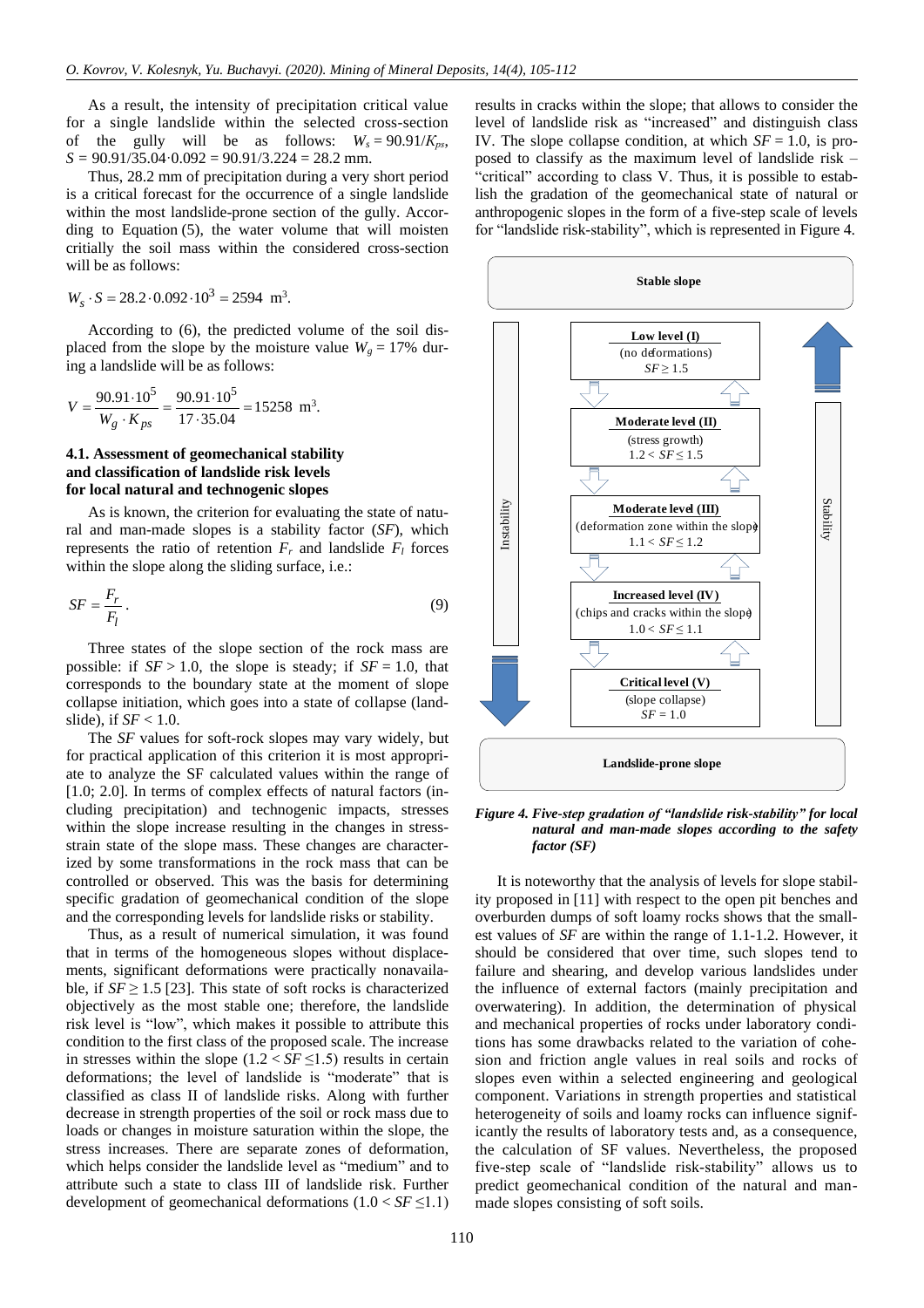As a result, the intensity of precipitation critical value for a single landslide within the selected cross-section of the gully will be as follows: $W_s = 90.91/K_{ps}$, $S = 90.91/35.04 \cdot 0.092 = 90.91/3.224 = 28.2$ mm.

Thus, 28.2 mm of precipitation during a very short period is a critical forecast for the occurrence of a single landslide within the most landslide-prone section of the gully. According to Equation (5), the water volume that will moisten critially the soil mass within the considered cross-section will be as follows:

$$W_s \cdot S = 28.2 \cdot 0.092 \cdot 10^3 = 2594 \text{ m}^3.$$

According to (6), the predicted volume of the soil displaced from the slope by the moisture value $W_g = 17\%$ during a landslide will be as follows:

$$V = \frac{90.91 \cdot 10^5}{W_g \cdot K_{ps}} = \frac{90.91 \cdot 10^5}{17 \cdot 35.04} = 15258 \text{ m}^3.$$

### 4.1. Assessment of geomechanical stability and classification of landslide risk levels for local natural and technogenic slopes

As is known, the criterion for evaluating the state of natural and man-made slopes is a stability factor ($SF$), which represents the ratio of retention $F_r$ and landslide $F_l$ forces within the slope along the sliding surface, i.e.:

$$SF = \frac{F_r}{F_l}. \tag{9}$$

Three states of the slope section of the rock mass are possible: if $SF > 1.0$, the slope is steady; if $SF = 1.0$, that corresponds to the boundary state at the moment of slope collapse initiation, which goes into a state of collapse (landslide), if $SF < 1.0$.

The $SF$ values for soft-rock slopes may vary widely, but for practical application of this criterion it is most appropriate to analyze the SF calculated values within the range of [1.0; 2.0]. In terms of complex effects of natural factors (including precipitation) and technogenic impacts, stresses within the slope increase resulting in the changes in stress-strain state of the slope mass. These changes are characterized by some transformations in the rock mass that can be controlled or observed. This was the basis for determining specific gradation of geomechanical condition of the slope and the corresponding levels for landslide risks or stability.

Thus, as a result of numerical simulation, it was found that in terms of the homogeneous slopes without displacements, significant deformations were practically nonavailable, if $SF \geq 1.5$ [23]. This state of soft rocks is characterized objectively as the most stable one; therefore, the landslide risk level is "low", which makes it possible to attribute this condition to the first class of the proposed scale. The increase in stresses within the slope ($1.2 < SF \leq 1.5$) results in certain deformations; the level of landslide is "moderate" that is classified as class II of landslide risks. Along with further decrease in strength properties of the soil or rock mass due to loads or changes in moisture saturation within the slope, the stress increases. There are separate zones of deformation, which helps consider the landslide level as "medium" and to attribute such a state to class III of landslide risk. Further development of geomechanical deformations ($1.0 < SF \leq 1.1$) results in cracks within the slope; that allows to consider the level of landslide risk as "increased" and distinguish class IV. The slope collapse condition, at which $SF = 1.0$, is proposed to classify as the maximum level of landslide risk – "critical" according to class V. Thus, it is possible to establish the gradation of the geomechanical state of natural or anthropogenic slopes in the form of a five-step scale of levels for "landslide risk-stability", which is represented in Figure 4.

**Stable slope**

- **Low level (I)** (no deformations) $SF \geq 1.5$
- **Moderate level (II)** (stress growth) $1.2 < SF \leq 1.5$
- **Moderate level (III)** (deformation zone within the slope) $1.1 < SF \leq 1.2$
- **Increased level (IV)** (chips and cracks within the slope) $1.0 < SF \leq 1.1$
- **Critical level (V)** (slope collapse) $SF = 1.0$

Instability ↓ / Stability ↑

**Landslide-prone slope**

*Figure 4. Five-step gradation of "landslide risk-stability" for local natural and man-made slopes according to the safety factor (SF)*

It is noteworthy that the analysis of levels for slope stability proposed in [11] with respect to the open pit benches and overburden dumps of soft loamy rocks shows that the smallest values of $SF$ are within the range of 1.1-1.2. However, it should be considered that over time, such slopes tend to failure and shearing, and develop various landslides under the influence of external factors (mainly precipitation and overwatering). In addition, the determination of physical and mechanical properties of rocks under laboratory conditions has some drawbacks related to the variation of cohesion and friction angle values in real soils and rocks of slopes even within a selected engineering and geological component. Variations in strength properties and statistical heterogeneity of soils and loamy rocks can influence significantly the results of laboratory tests and, as a consequence, the calculation of SF values. Nevertheless, the proposed five-step scale of "landslide risk-stability" allows us to predict geomechanical condition of the natural and man-made slopes consisting of soft soils.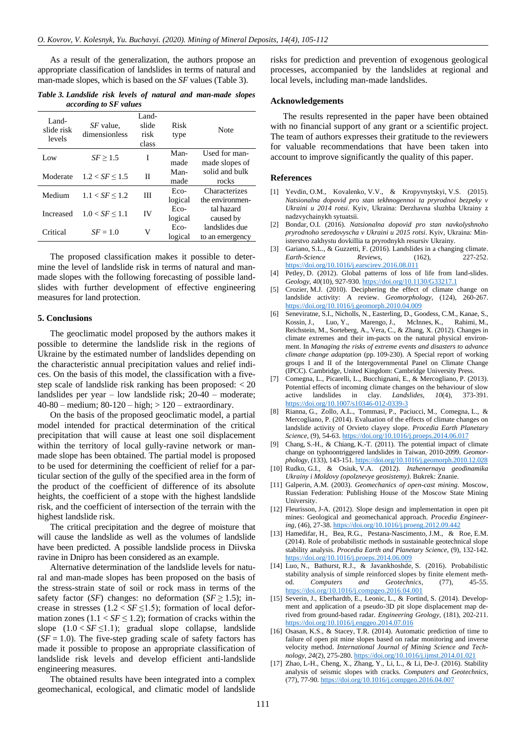As a result of the generalization, the authors propose an appropriate classification of landslides in terms of natural and man-made slopes, which is based on the *SF* values (Table 3).

***Table 3. Landslide risk levels of natural and man-made slopes according to SF values***

| Land-slide risk levels | *SF* value, dimensionless | Land-slide risk class | Risk type | Note |
|---|---|---|---|---|
| Low | $SF \geq 1.5$ | I | Man-made | Used for man-made slopes of solid and bulk rocks |
| Moderate | $1.2 < SF \leq 1.5$ | II | Man-made | |
| Medium | $1.1 < SF \leq 1.2$ | III | Eco-logical | Characterizes the environmental hazard caused by landslides due to an emergency |
| Increased | $1.0 < SF \leq 1.1$ | IV | Eco-logical | |
| Critical | $SF = 1.0$ | V | Eco-logical | |

The proposed classification makes it possible to determine the level of landslide risk in terms of natural and man-made slopes with the following forecasting of possible landslides with further development of effective engineering measures for land protection.

## 5. Conclusions

The geoclimatic model proposed by the authors makes it possible to determine the landslide risk in the regions of Ukraine by the estimated number of landslides depending on the characteristic annual precipitation values and relief indices. On the basis of this model, the classification with a five-step scale of landslide risk ranking has been proposed: < 20 landslides per year – low landslide risk; 20-40 – moderate; 40-80 – medium; 80-120 – high; > 120 – extraordinary.

On the basis of the proposed geoclimatic model, a partial model intended for practical determination of the critical precipitation that will cause at least one soil displacement within the territory of local gully-ravine network or man-made slope has been obtained. The partial model is proposed to be used for determining the coefficient of relief for a particular section of the gully of the specified area in the form of the product of the coefficient of difference of its absolute heights, the coefficient of a stope with the highest landslide risk, and the coefficient of intersection of the terrain with the highest landslide risk.

The critical precipitation and the degree of moisture that will cause the landslide as well as the volumes of landslide have been predicted. A possible landslide process in Diivska ravine in Dnipro has been considered as an example.

Alternative determination of the landslide levels for natural and man-made slopes has been proposed on the basis of the stress-strain state of soil or rock mass in terms of the safety factor (*SF*) changes: no deformation ($SF \geq 1.5$); increase in stresses ($1.2 < SF \leq 1.5$); formation of local deformation zones ($1.1 < SF \leq 1.2$); formation of cracks within the slope ($1.0 < SF \leq 1.1$); gradual slope collapse, landslide ($SF = 1.0$). The five-step grading scale of safety factors has made it possible to propose an appropriate classification of landslide risk levels and develop efficient anti-landslide engineering measures.

The obtained results have been integrated into a complex geomechanical, ecological, and climatic model of landslide risks for prediction and prevention of exogenous geological processes, accompanied by the landslides at regional and local levels, including man-made landslides.

## Acknowledgements

The results represented in the paper have been obtained with no financial support of any grant or a scientific project. The team of authors expresses their gratitude to the reviewers for valuable recommendations that have been taken into account to improve significantly the quality of this paper.

## References

[1] Yevdin, O.M., Kovalenko, V.V., & Kropyvnytskyi, V.S. (2015). *Natsionalna dopovid pro stan tekhnogennoi ta pryrodnoi bezpeky v Ukraini u 2014 rotsi*. Kyiv, Ukraine: Derzhavna sluzhba Ukrainy z nadzvychainykh sytuatsii.

[2] Bondar, O.I. (2016). *Natsionalna dopovid pro stan navkolyshnoho pryrodnoho seredovyscha v Ukraini u 2015 rotsi*. Kyiv, Ukraine: Ministerstvo zakhystu dovkillia ta pryrodnykh resursiv Ukrainy.

[3] Gariano, S.L., & Guzzetti, F. (2016). Landslides in a changing climate. *Earth-Science Reviews*, (162), 227-252. https://doi.org/10.1016/j.earscirev.2016.08.011

[4] Petley, D. (2012). Global patterns of loss of life from land-slides. *Geology*, *40*(10), 927-930. https://doi.org/10.1130/G33217.1

[5] Crozier, M.J. (2010). Deciphering the effect of climate change on landslide activity: A review. *Geomorphology*, (124), 260-267. https://doi.org/10.1016/j.geomorph.2010.04.009

[6] Seneviratne, S.I., Nicholls, N., Easterling, D., Goodess, C.M., Kanae, S., Kossin, J., Luo, Y., Marengo, J., McInnes, K., Rahimi, M., Reichstein, M., Sorteberg, A., Vera, C., & Zhang, X. (2012). Changes in climate extremes and their im-pacts on the natural physical environment. In *Managing the risks of extreme events and disasters to advance climate change adaptation* (pp. 109-230). A Special report of working groups I and II of the Intergovernmental Panel on Climate Change (IPCC). Cambridge, United Kingdom: Cambridge University Press.

[7] Comegna, L., Picarelli, L., Bucchignani, E., & Mercogliano, P. (2013). Potential effects of incoming climate changes on the behaviour of slow active landslides in clay. *Landslides*, *10*(4), 373-391. https://doi.org/10.1007/s10346-012-0339-3

[8] Rianna, G., Zollo, A.L., Tommasi, P., Paciucci, M., Comegna, L., & Mercogliano, P. (2014). Evaluation of the effects of climate changes on landslide activity of Orvieto clayey slope. *Procedia Earth Planetary Science*, (9), 54-63. https://doi.org/10.1016/j.proeps.2014.06.017

[9] Chang, S.-H., & Chiang, K.-T. (2011). The potential impact of climate change on typhoontriggered landslides in Taiwan, 2010-2099. *Geomorphology*, (133), 143-151. https://doi.org/10.1016/j.geomorph.2010.12.028

[10] Rudko, G.I., & Osiuk, V.A. (2012). *Inzhenernaya geodinamika Ukrainy i Moldovy (opolznevye geosistemy)*. Bukrek: Znanie.

[11] Galperin, A.M. (2003). *Geomechanics of open-cast mining*. Moscow, Russian Federation: Publishing House of the Moscow State Mining University.

[12] Fleurisson, J-A. (2012). Slope design and implementation in open pit mines: Geological and geomechanical approach. *Procedia Engineering*, (46), 27-38. https://doi.org/10.1016/j.proeng.2012.09.442

[13] Hamedifar, H., Bea, R.G., Pestana-Nascimento, J.M., & Roe, E.M. (2014). Role of probabilistic methods in sustainable geotechnical slope stability analysis. *Procedia Earth and Planetary Science*, (9), 132-142. https://doi.org/10.1016/j.proeps.2014.06.009

[14] Luo, N., Bathurst, R.J., & Javankhoshde, S. (2016). Probabilistic stability analysis of simple reinforced slopes by finite element method. *Computers and Geotechnics*, (77), 45-55. https://doi.org/10.1016/j.compgeo.2016.04.001

[15] Severin, J., Eberhardtb, E., Leonic, L., & Fortind, S. (2014). Development and application of a pseudo-3D pit slope displacement map derived from ground-based radar. *Engineering Geology*, (181), 202-211. https://doi.org/10.1016/j.enggeo.2014.07.016

[16] Osasan, K.S., & Stacey, T.R. (2014). Automatic prediction of time to failure of open pit mine slopes based on radar monitoring and inverse velocity method. *International Journal of Mining Science and Technology*, *24*(2), 275-280. https://doi.org/10.1016/j.ijmst.2014.01.021

[17] Zhao, L-H., Cheng, X., Zhang, Y., Li, L., & Li, De-J. (2016). Stability analysis of seismic slopes with cracks. *Computers and Geotechnics*, (77), 77-90. https://doi.org/10.1016/j.compgeo.2016.04.007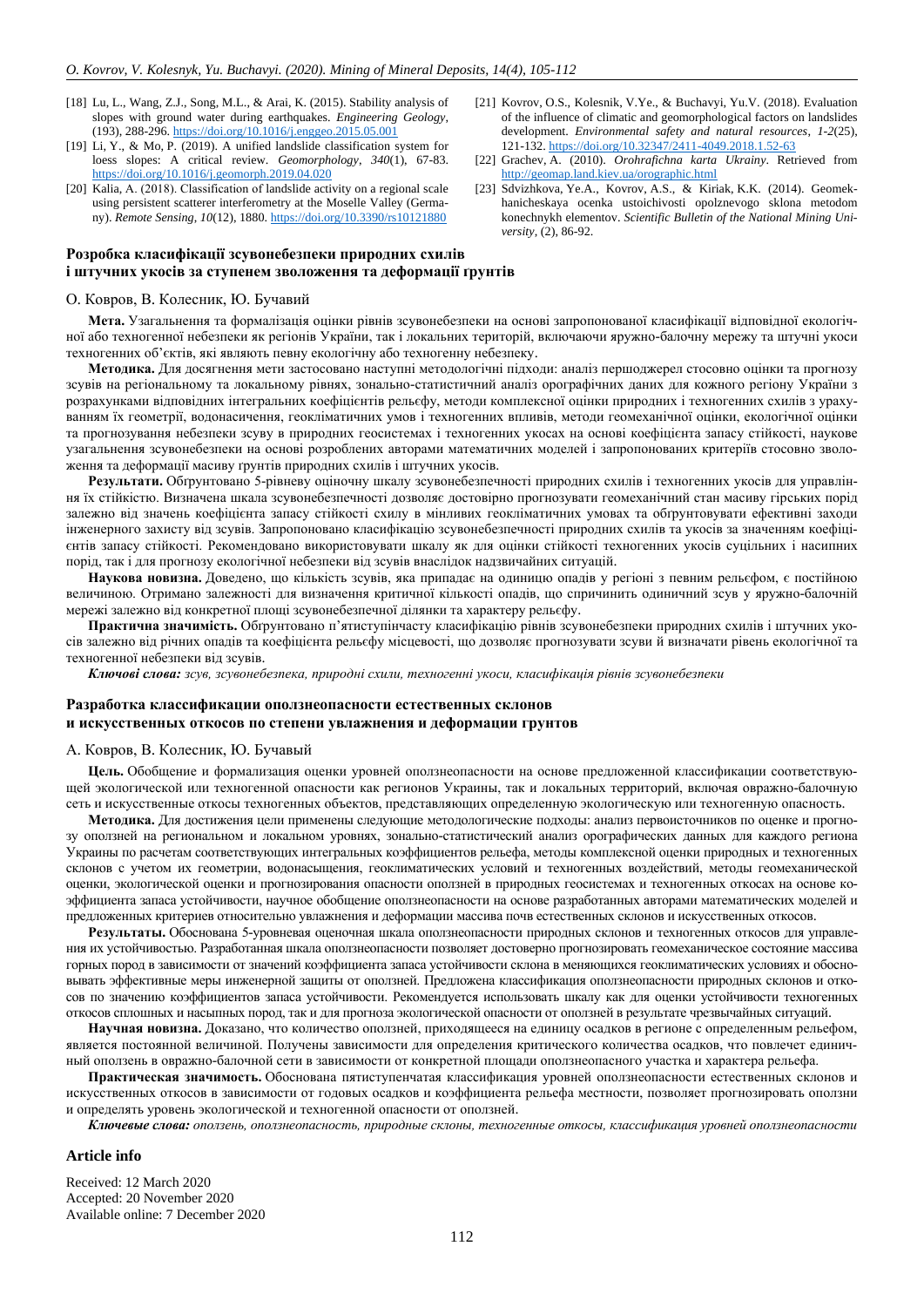[18] Lu, L., Wang, Z.J., Song, M.L., & Arai, K. (2015). Stability analysis of slopes with ground water during earthquakes. *Engineering Geology*, (193), 288-296. https://doi.org/10.1016/j.enggeo.2015.05.001

[19] Li, Y., & Mo, P. (2019). A unified landslide classification system for loess slopes: A critical review. *Geomorphology*, *340*(1), 67-83. https://doi.org/10.1016/j.geomorph.2019.04.020

[20] Kalia, A. (2018). Classification of landslide activity on a regional scale using persistent scatterer interferometry at the Moselle Valley (Germany). *Remote Sensing*, *10*(12), 1880. https://doi.org/10.3390/rs10121880

[21] Kovrov, O.S., Kolesnik, V.Ye., & Buchavyi, Yu.V. (2018). Evaluation of the influence of climatic and geomorphological factors on landslides development. *Environmental safety and natural resources*, *1-2*(25), 121-132. https://doi.org/10.32347/2411-4049.2018.1.52-63

[22] Grachev, A. (2010). *Orohrafichna karta Ukrainy*. Retrieved from http://geomap.land.kiev.ua/orographic.html

[23] Sdvizhkova, Ye.A., Kovrov, A.S., & Kiriak, K.K. (2014). Geomekhanicheskaya ocenka ustoichivosti opolznevogo sklona metodom konechnykh elementov. *Scientific Bulletin of the National Mining University*, (2), 86-92.

## Розробка класифікації зсувонебезпеки природних схилів і штучних укосів за ступенем зволоження та деформації ґрунтів

О. Ковров, В. Колесник, Ю. Бучавий

**Мета.** Узагальнення та формалізація оцінки рівнів зсувонебезпеки на основі запропонованої класифікації відповідної екологічної або техногенної небезпеки як регіонів України, так і локальних територій, включаючи яружно-балочну мережу та штучні укоси техногенних об'єктів, які являють певну екологічну або техногенну небезпеку.

**Методика.** Для досягнення мети застосовано наступні методологічні підходи: аналіз першоджерел стосовно оцінки та прогнозу зсувів на регіональному та локальному рівнях, зонально-статистичний аналіз орографічних даних для кожного регіону України з розрахунками відповідних інтегральних коефіцієнтів рельєфу, методи комплексної оцінки природних і техногенних схилів з урахуванням їх геометрії, водонасичення, геокліматичних умов і техногенних впливів, методи геомеханічної оцінки, екологічної оцінки та прогнозування небезпеки зсуву в природних геосистемах і техногенних укосах на основі коефіцієнта запасу стійкості, наукове узагальнення зсувонебезпеки на основі розроблених авторами математичних моделей і запропонованих критеріїв стосовно зволоження та деформації масиву ґрунтів природних схилів і штучних укосів.

**Результати.** Обґрунтовано 5-рівневу оціночну шкалу зсувонебезпечності природних схилів і техногенних укосів для управління їх стійкістю. Визначена шкала зсувонебезпечності дозволяє достовірно прогнозувати геомеханічний стан масиву гірських порід залежно від значень коефіцієнта запасу стійкості схилу в мінливих геокліматичних умовах та обґрунтовувати ефективні заходи інженерного захисту від зсувів. Запропоновано класифікацію зсувонебезпечності природних схилів та укосів за значенням коефіцієнтів запасу стійкості. Рекомендовано використовувати шкалу як для оцінки стійкості техногенних укосів суцільних і насипних порід, так і для прогнозу екологічної небезпеки від зсувів внаслідок надзвичайних ситуацій.

**Наукова новизна.** Доведено, що кількість зсувів, яка припадає на одиницю опадів у регіоні з певним рельєфом, є постійною величиною. Отримано залежності для визначення критичної кількості опадів, що спричинить одиничний зсув у яружно-балочній мережі залежно від конкретної площі зсувонебезпечної ділянки та характеру рельєфу.

**Практична значимість.** Обґрунтовано п'ятиступінчасту класифікацію рівнів зсувонебезпеки природних схилів і штучних укосів залежно від річних опадів та коефіцієнта рельєфу місцевості, що дозволяє прогнозувати зсуви й визначати рівень екологічної та техногенної небезпеки від зсувів.

***Ключові слова:*** *зсув, зсувонебезпека, природні схили, техногенні укоси, класифікація рівнів зсувонебезпеки*

## Разработка классификации оползнеопасности естественных склонов и искусственных откосов по степени увлажнения и деформации грунтов

А. Ковров, В. Колесник, Ю. Бучавый

**Цель.** Обобщение и формализация оценки уровней оползнеопасности на основе предложенной классификации соответствующей экологической или техногенной опасности как регионов Украины, так и локальных территорий, включая овражно-балочную сеть и искусственные откосы техногенных объектов, представляющих определенную экологическую или техногенную опасность.

**Методика.** Для достижения цели применены следующие методологические подходы: анализ первоисточников по оценке и прогнозу оползней на региональном и локальном уровнях, зонально-статистический анализ орографических данных для каждого региона Украины по расчетам соответствующих интегральных коэффициентов рельефа, методы комплексной оценки природных и техногенных склонов с учетом их геометрии, водонасыщения, геоклиматических условий и техногенных воздействий, методы геомеханической оценки, экологической оценки и прогнозирования опасности оползней в природных геосистемах и техногенных откосах на основе коэффициента запаса устойчивости, научное обобщение оползнеопасности на основе разработанных авторами математических моделей и предложенных критериев относительно увлажнения и деформации массива почв естественных склонов и искусственных откосов.

**Результаты.** Обоснована 5-уровневая оценочная шкала оползнеопасности природных склонов и техногенных откосов для управления их устойчивостью. Разработанная шкала оползнеопасности позволяет достоверно прогнозировать геомеханическое состояние массива горных пород в зависимости от значений коэффициента запаса устойчивости склона в меняющихся геоклиматических условиях и обосновывать эффективные меры инженерной защиты от оползней. Предложена классификация оползнеопасности природных склонов и откосов по значению коэффициентов запаса устойчивости. Рекомендуется использовать шкалу как для оценки устойчивости техногенных откосов сплошных и насыпных пород, так и для прогноза экологической опасности от оползней в результате чрезвычайных ситуаций.

**Научная новизна.** Доказано, что количество оползней, приходящееся на единицу осадков в регионе с определенным рельефом, является постоянной величиной. Получены зависимости для определения критического количества осадков, что повлечет единичный оползень в овражно-балочной сети в зависимости от конкретной площади оползнеопасного участка и характера рельефа.

**Практическая значимость.** Обоснована пятиступенчатая классификация уровней оползнеопасности естественных склонов и искусственных откосов в зависимости от годовых осадков и коэффициента рельефа местности, позволяет прогнозировать оползни и определять уровень экологической и техногенной опасности от оползней.

***Ключевые слова:*** *оползень, оползнеопасность, природные склоны, техногенные откосы, классификация уровней оползнеопасности*

## Article info

Received: 12 March 2020
Accepted: 20 November 2020
Available online: 7 December 2020